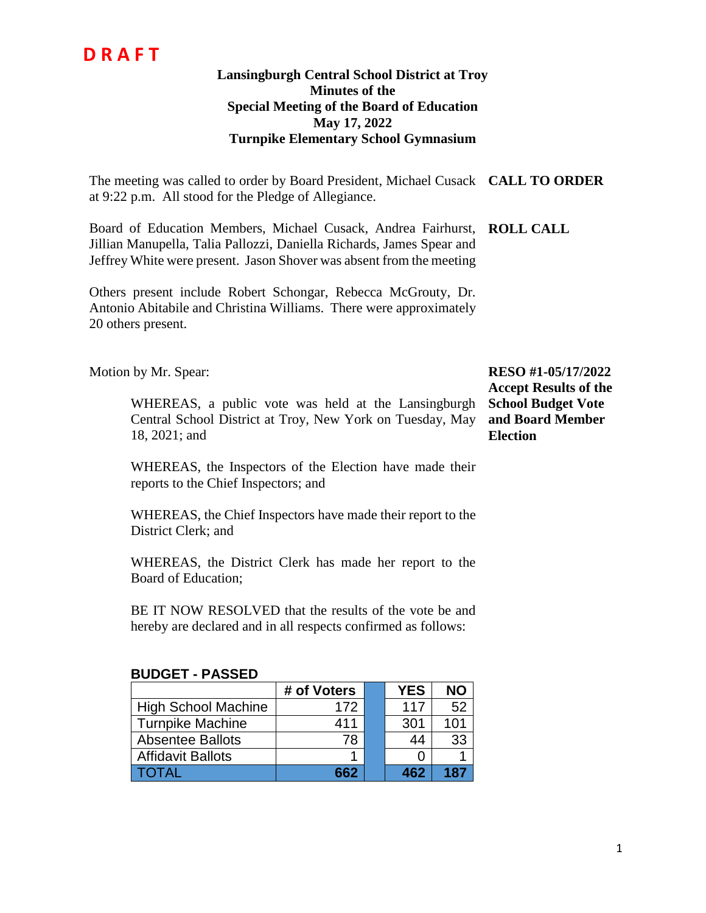**DRAFT**

**Lansingburgh Central School District at Troy**
**Minutes of the**
**Special Meeting of the Board of Education**
**May 17, 2022**
**Turnpike Elementary School Gymnasium**

**CALL TO ORDER**

The meeting was called to order by Board President, Michael Cusack at 9:22 p.m. All stood for the Pledge of Allegiance.

**ROLL CALL**

Board of Education Members, Michael Cusack, Andrea Fairhurst, Jillian Manupella, Talia Pallozzi, Daniella Richards, James Spear and Jeffrey White were present. Jason Shover was absent from the meeting

Others present include Robert Schongar, Rebecca McGrouty, Dr. Antonio Abitabile and Christina Williams. There were approximately 20 others present.

**RESO #1-05/17/2022 Accept Results of the School Budget Vote and Board Member Election**

Motion by Mr. Spear:

> WHEREAS, a public vote was held at the Lansingburgh Central School District at Troy, New York on Tuesday, May 18, 2021; and
>
> WHEREAS, the Inspectors of the Election have made their reports to the Chief Inspectors; and
>
> WHEREAS, the Chief Inspectors have made their report to the District Clerk; and
>
> WHEREAS, the District Clerk has made her report to the Board of Education;
>
> BE IT NOW RESOLVED that the results of the vote be and hereby are declared and in all respects confirmed as follows:

**BUDGET - PASSED**

| | # of Voters | | YES | NO |
|---|---|---|---|---|
| High School Machine | 172 | | 117 | 52 |
| Turnpike Machine | 411 | | 301 | 101 |
| Absentee Ballots | 78 | | 44 | 33 |
| Affidavit Ballots | 1 | | 0 | 1 |
| TOTAL | 662 | | 462 | 187 |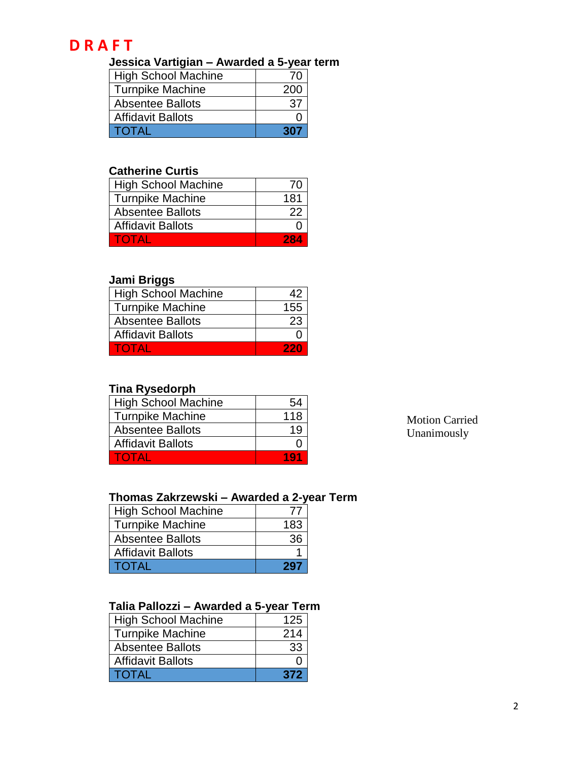DRAFT

**Jessica Vartigian – Awarded a 5-year term**

| | |
|---|---|
| High School Machine | 70 |
| Turnpike Machine | 200 |
| Absentee Ballots | 37 |
| Affidavit Ballots | 0 |
| TOTAL | **307** |

**Catherine Curtis**

| | |
|---|---|
| High School Machine | 70 |
| Turnpike Machine | 181 |
| Absentee Ballots | 22 |
| Affidavit Ballots | 0 |
| TOTAL | **284** |

**Jami Briggs**

| | |
|---|---|
| High School Machine | 42 |
| Turnpike Machine | 155 |
| Absentee Ballots | 23 |
| Affidavit Ballots | 0 |
| TOTAL | **220** |

**Tina Rysedorph**

| | |
|---|---|
| High School Machine | 54 |
| Turnpike Machine | 118 |
| Absentee Ballots | 19 |
| Affidavit Ballots | 0 |
| TOTAL | **191** |

Motion Carried Unanimously

**Thomas Zakrzewski – Awarded a 2-year Term**

| | |
|---|---|
| High School Machine | 77 |
| Turnpike Machine | 183 |
| Absentee Ballots | 36 |
| Affidavit Ballots | 1 |
| TOTAL | **297** |

**Talia Pallozzi – Awarded a 5-year Term**

| | |
|---|---|
| High School Machine | 125 |
| Turnpike Machine | 214 |
| Absentee Ballots | 33 |
| Affidavit Ballots | 0 |
| TOTAL | **372** |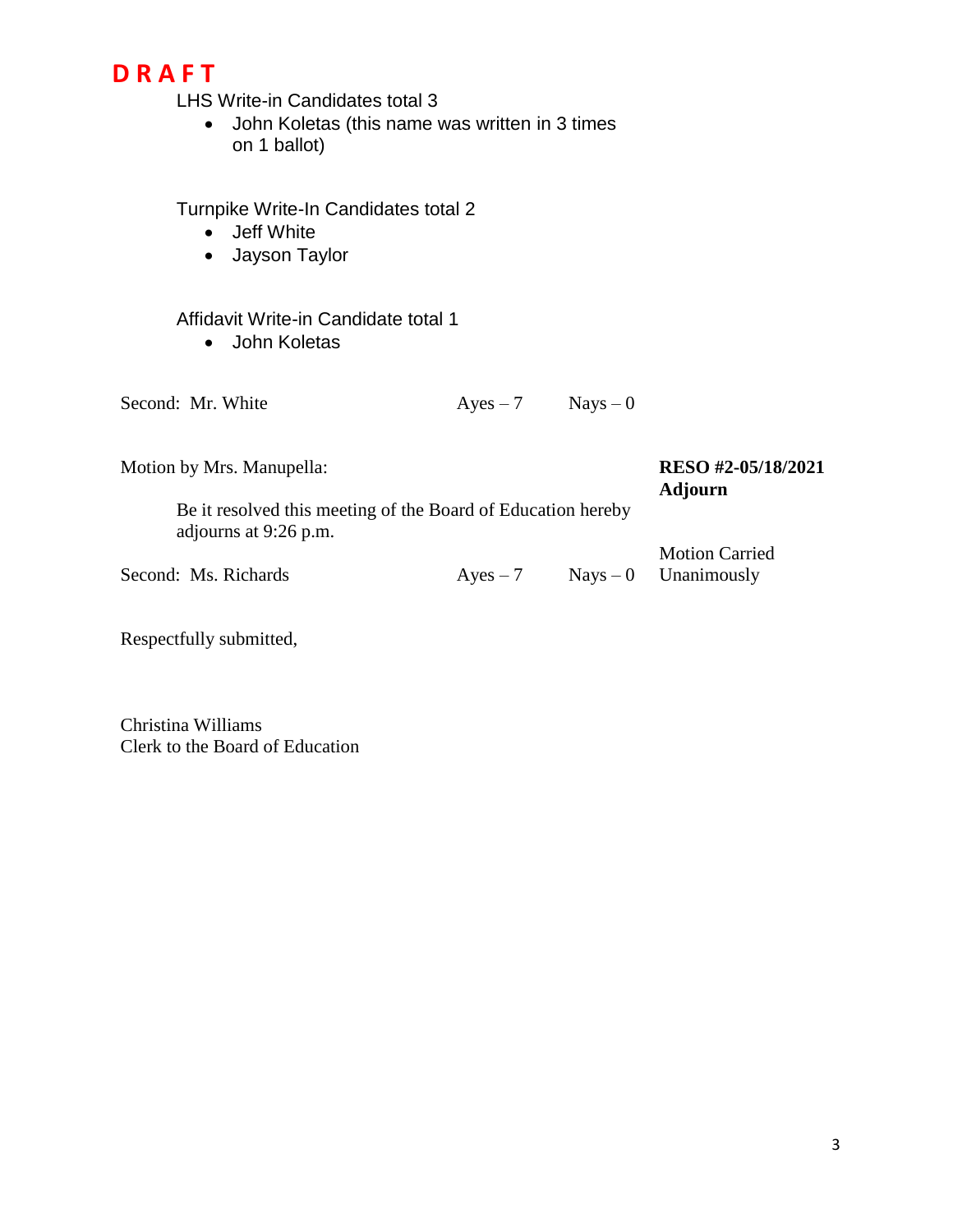**DRAFT**

LHS Write-in Candidates total 3

- John Koletas (this name was written in 3 times on 1 ballot)

Turnpike Write-In Candidates total 2

- Jeff White
- Jayson Taylor

Affidavit Write-in Candidate total 1

- John Koletas

Second: Mr. White Ayes – 7 Nays – 0

Motion by Mrs. Manupella: **RESO #2-05/18/2021 Adjourn**

Be it resolved this meeting of the Board of Education hereby adjourns at 9:26 p.m.

Second: Ms. Richards Ayes – 7 Nays – 0 Motion Carried Unanimously

Respectfully submitted,

Christina Williams
Clerk to the Board of Education